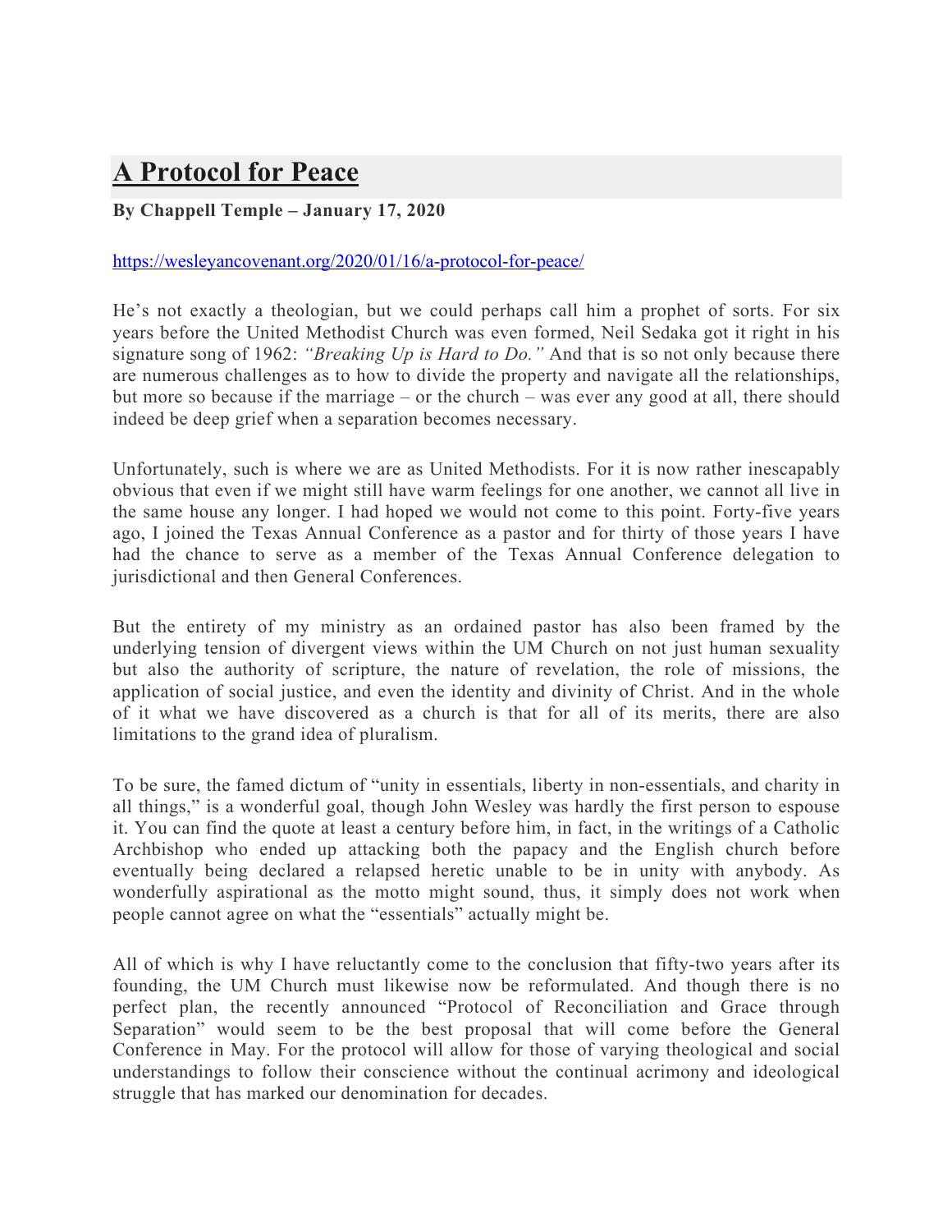# A Protocol for Peace

**By Chappell Temple – January 17, 2020**

https://wesleyancovenant.org/2020/01/16/a-protocol-for-peace/

He's not exactly a theologian, but we could perhaps call him a prophet of sorts. For six years before the United Methodist Church was even formed, Neil Sedaka got it right in his signature song of 1962: *"Breaking Up is Hard to Do."* And that is so not only because there are numerous challenges as to how to divide the property and navigate all the relationships, but more so because if the marriage – or the church – was ever any good at all, there should indeed be deep grief when a separation becomes necessary.

Unfortunately, such is where we are as United Methodists. For it is now rather inescapably obvious that even if we might still have warm feelings for one another, we cannot all live in the same house any longer. I had hoped we would not come to this point. Forty-five years ago, I joined the Texas Annual Conference as a pastor and for thirty of those years I have had the chance to serve as a member of the Texas Annual Conference delegation to jurisdictional and then General Conferences.

But the entirety of my ministry as an ordained pastor has also been framed by the underlying tension of divergent views within the UM Church on not just human sexuality but also the authority of scripture, the nature of revelation, the role of missions, the application of social justice, and even the identity and divinity of Christ. And in the whole of it what we have discovered as a church is that for all of its merits, there are also limitations to the grand idea of pluralism.

To be sure, the famed dictum of "unity in essentials, liberty in non-essentials, and charity in all things," is a wonderful goal, though John Wesley was hardly the first person to espouse it. You can find the quote at least a century before him, in fact, in the writings of a Catholic Archbishop who ended up attacking both the papacy and the English church before eventually being declared a relapsed heretic unable to be in unity with anybody. As wonderfully aspirational as the motto might sound, thus, it simply does not work when people cannot agree on what the "essentials" actually might be.

All of which is why I have reluctantly come to the conclusion that fifty-two years after its founding, the UM Church must likewise now be reformulated. And though there is no perfect plan, the recently announced "Protocol of Reconciliation and Grace through Separation" would seem to be the best proposal that will come before the General Conference in May. For the protocol will allow for those of varying theological and social understandings to follow their conscience without the continual acrimony and ideological struggle that has marked our denomination for decades.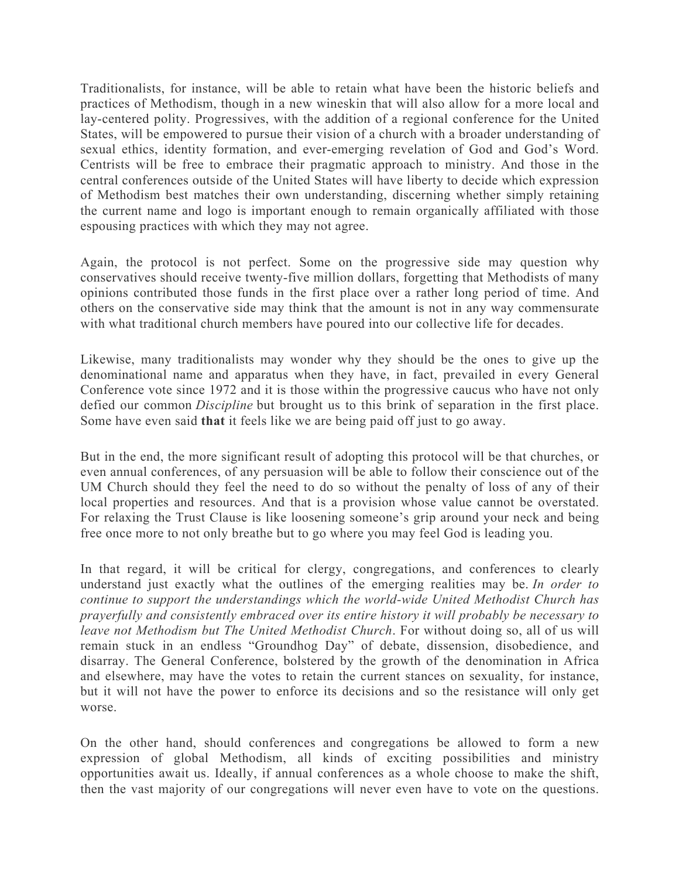Traditionalists, for instance, will be able to retain what have been the historic beliefs and practices of Methodism, though in a new wineskin that will also allow for a more local and lay-centered polity. Progressives, with the addition of a regional conference for the United States, will be empowered to pursue their vision of a church with a broader understanding of sexual ethics, identity formation, and ever-emerging revelation of God and God's Word. Centrists will be free to embrace their pragmatic approach to ministry. And those in the central conferences outside of the United States will have liberty to decide which expression of Methodism best matches their own understanding, discerning whether simply retaining the current name and logo is important enough to remain organically affiliated with those espousing practices with which they may not agree.

Again, the protocol is not perfect. Some on the progressive side may question why conservatives should receive twenty-five million dollars, forgetting that Methodists of many opinions contributed those funds in the first place over a rather long period of time. And others on the conservative side may think that the amount is not in any way commensurate with what traditional church members have poured into our collective life for decades.

Likewise, many traditionalists may wonder why they should be the ones to give up the denominational name and apparatus when they have, in fact, prevailed in every General Conference vote since 1972 and it is those within the progressive caucus who have not only defied our common *Discipline* but brought us to this brink of separation in the first place. Some have even said **that** it feels like we are being paid off just to go away.

But in the end, the more significant result of adopting this protocol will be that churches, or even annual conferences, of any persuasion will be able to follow their conscience out of the UM Church should they feel the need to do so without the penalty of loss of any of their local properties and resources. And that is a provision whose value cannot be overstated. For relaxing the Trust Clause is like loosening someone's grip around your neck and being free once more to not only breathe but to go where you may feel God is leading you.

In that regard, it will be critical for clergy, congregations, and conferences to clearly understand just exactly what the outlines of the emerging realities may be. *In order to continue to support the understandings which the world-wide United Methodist Church has prayerfully and consistently embraced over its entire history it will probably be necessary to leave not Methodism but The United Methodist Church*. For without doing so, all of us will remain stuck in an endless "Groundhog Day" of debate, dissension, disobedience, and disarray. The General Conference, bolstered by the growth of the denomination in Africa and elsewhere, may have the votes to retain the current stances on sexuality, for instance, but it will not have the power to enforce its decisions and so the resistance will only get worse.

On the other hand, should conferences and congregations be allowed to form a new expression of global Methodism, all kinds of exciting possibilities and ministry opportunities await us. Ideally, if annual conferences as a whole choose to make the shift, then the vast majority of our congregations will never even have to vote on the questions.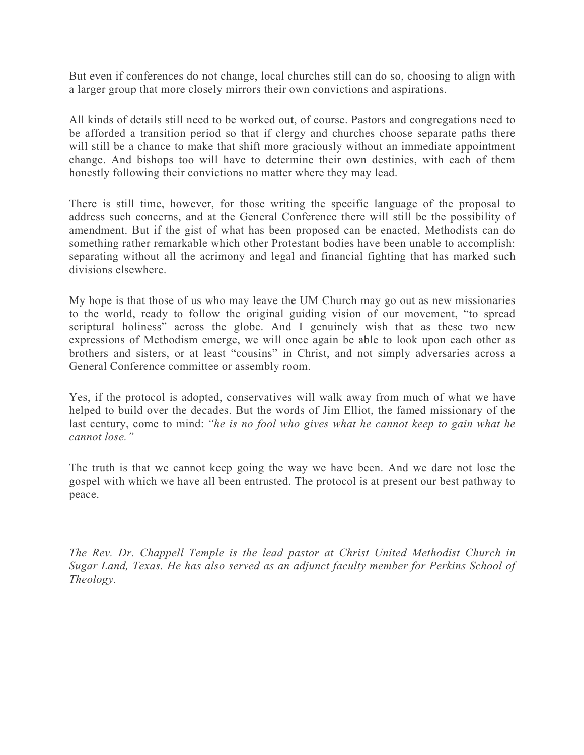But even if conferences do not change, local churches still can do so, choosing to align with a larger group that more closely mirrors their own convictions and aspirations.

All kinds of details still need to be worked out, of course. Pastors and congregations need to be afforded a transition period so that if clergy and churches choose separate paths there will still be a chance to make that shift more graciously without an immediate appointment change. And bishops too will have to determine their own destinies, with each of them honestly following their convictions no matter where they may lead.

There is still time, however, for those writing the specific language of the proposal to address such concerns, and at the General Conference there will still be the possibility of amendment. But if the gist of what has been proposed can be enacted, Methodists can do something rather remarkable which other Protestant bodies have been unable to accomplish: separating without all the acrimony and legal and financial fighting that has marked such divisions elsewhere.

My hope is that those of us who may leave the UM Church may go out as new missionaries to the world, ready to follow the original guiding vision of our movement, "to spread scriptural holiness" across the globe. And I genuinely wish that as these two new expressions of Methodism emerge, we will once again be able to look upon each other as brothers and sisters, or at least "cousins" in Christ, and not simply adversaries across a General Conference committee or assembly room.

Yes, if the protocol is adopted, conservatives will walk away from much of what we have helped to build over the decades. But the words of Jim Elliot, the famed missionary of the last century, come to mind: *"he is no fool who gives what he cannot keep to gain what he cannot lose."*

The truth is that we cannot keep going the way we have been. And we dare not lose the gospel with which we have all been entrusted. The protocol is at present our best pathway to peace.

---

*The Rev. Dr. Chappell Temple is the lead pastor at Christ United Methodist Church in Sugar Land, Texas. He has also served as an adjunct faculty member for Perkins School of Theology.*